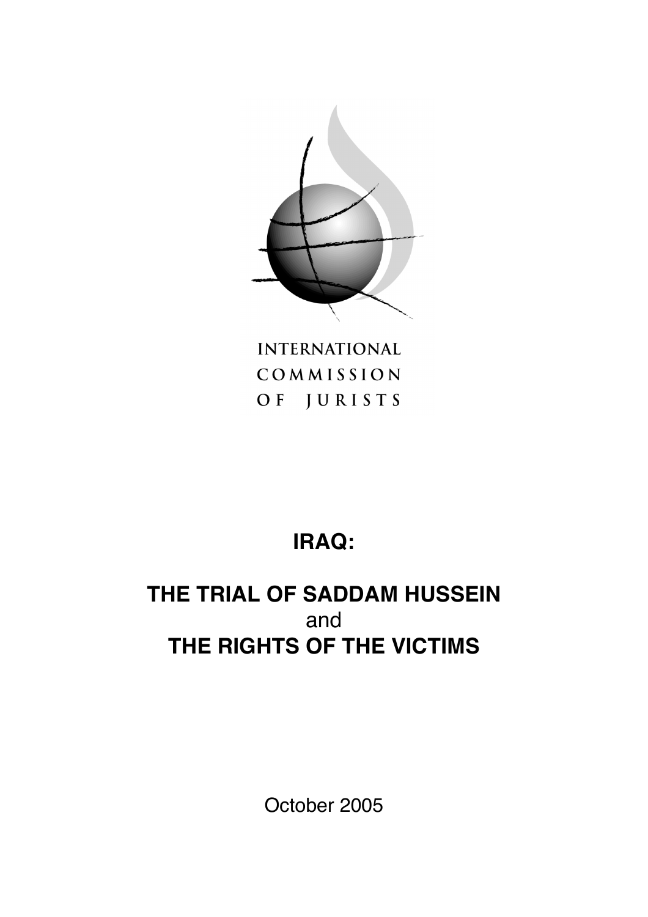INTERNATIONAL
COMMISSION
OF JURISTS

# IRAQ:

# THE TRIAL OF SADDAM HUSSEIN
and
# THE RIGHTS OF THE VICTIMS

October 2005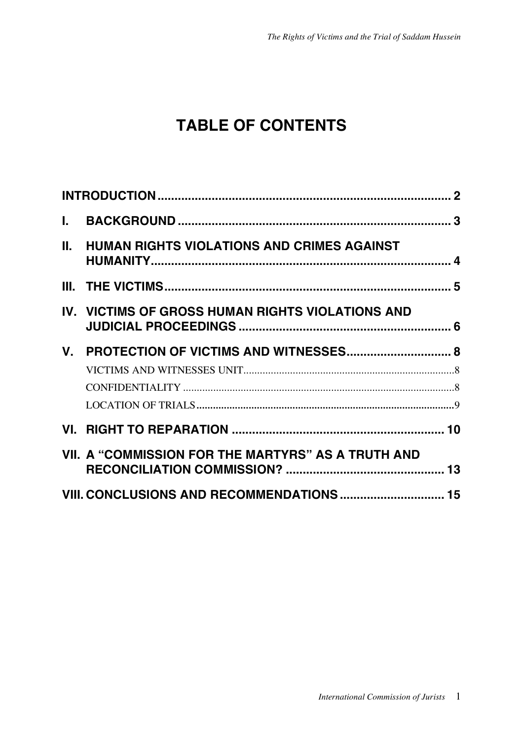# TABLE OF CONTENTS

INTRODUCTION ........................................................................................ 2

I. BACKGROUND ................................................................................ 3

II. HUMAN RIGHTS VIOLATIONS AND CRIMES AGAINST HUMANITY........................................................................................ 4

III. THE VICTIMS...................................................................................... 5

IV. VICTIMS OF GROSS HUMAN RIGHTS VIOLATIONS AND JUDICIAL PROCEEDINGS ............................................................... 6

V. PROTECTION OF VICTIMS AND WITNESSES............................... 8

- VICTIMS AND WITNESSES UNIT.............................................................................8
- CONFIDENTIALITY ...................................................................................................8
- LOCATION OF TRIALS.............................................................................................9

VI. RIGHT TO REPARATION ............................................................... 10

VII. A "COMMISSION FOR THE MARTYRS" AS A TRUTH AND RECONCILIATION COMMISSION? ............................................... 13

VIII. CONCLUSIONS AND RECOMMENDATIONS ............................... 15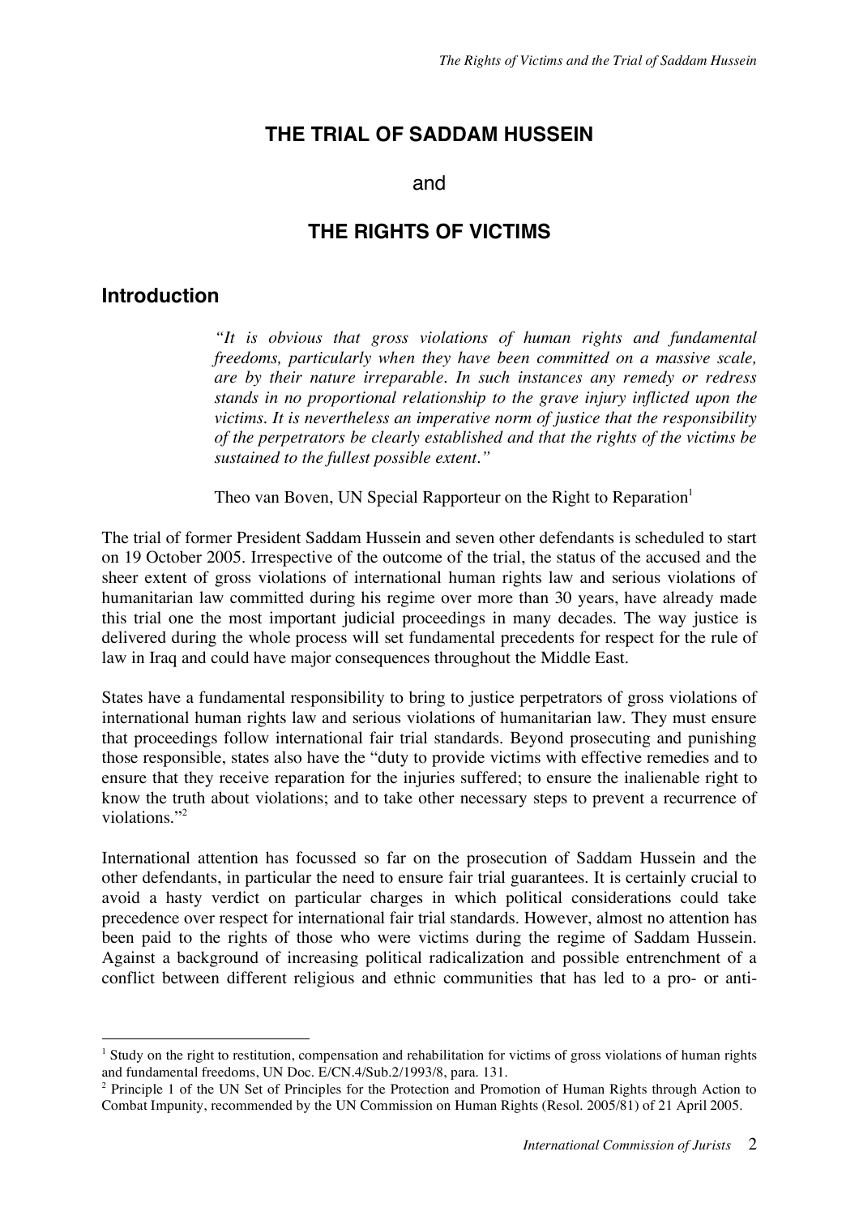# THE TRIAL OF SADDAM HUSSEIN

and

# THE RIGHTS OF VICTIMS

## Introduction

> *"It is obvious that gross violations of human rights and fundamental freedoms, particularly when they have been committed on a massive scale, are by their nature irreparable. In such instances any remedy or redress stands in no proportional relationship to the grave injury inflicted upon the victims. It is nevertheless an imperative norm of justice that the responsibility of the perpetrators be clearly established and that the rights of the victims be sustained to the fullest possible extent."*
>
> Theo van Boven, UN Special Rapporteur on the Right to Reparation[1]

The trial of former President Saddam Hussein and seven other defendants is scheduled to start on 19 October 2005. Irrespective of the outcome of the trial, the status of the accused and the sheer extent of gross violations of international human rights law and serious violations of humanitarian law committed during his regime over more than 30 years, have already made this trial one the most important judicial proceedings in many decades. The way justice is delivered during the whole process will set fundamental precedents for respect for the rule of law in Iraq and could have major consequences throughout the Middle East.

States have a fundamental responsibility to bring to justice perpetrators of gross violations of international human rights law and serious violations of humanitarian law. They must ensure that proceedings follow international fair trial standards. Beyond prosecuting and punishing those responsible, states also have the "duty to provide victims with effective remedies and to ensure that they receive reparation for the injuries suffered; to ensure the inalienable right to know the truth about violations; and to take other necessary steps to prevent a recurrence of violations."[2]

International attention has focussed so far on the prosecution of Saddam Hussein and the other defendants, in particular the need to ensure fair trial guarantees. It is certainly crucial to avoid a hasty verdict on particular charges in which political considerations could take precedence over respect for international fair trial standards. However, almost no attention has been paid to the rights of those who were victims during the regime of Saddam Hussein. Against a background of increasing political radicalization and possible entrenchment of a conflict between different religious and ethnic communities that has led to a pro- or anti-

---

[1] Study on the right to restitution, compensation and rehabilitation for victims of gross violations of human rights and fundamental freedoms, UN Doc. E/CN.4/Sub.2/1993/8, para. 131.

[2] Principle 1 of the UN Set of Principles for the Protection and Promotion of Human Rights through Action to Combat Impunity, recommended by the UN Commission on Human Rights (Resol. 2005/81) of 21 April 2005.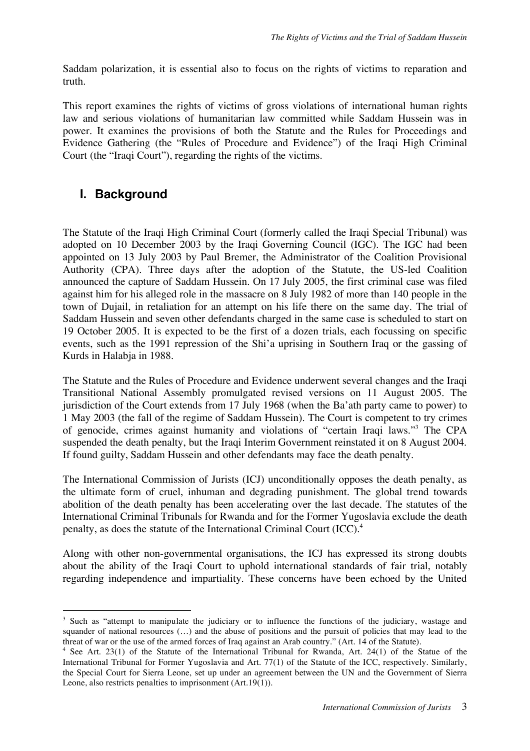Saddam polarization, it is essential also to focus on the rights of victims to reparation and truth.

This report examines the rights of victims of gross violations of international human rights law and serious violations of humanitarian law committed while Saddam Hussein was in power. It examines the provisions of both the Statute and the Rules for Proceedings and Evidence Gathering (the "Rules of Procedure and Evidence") of the Iraqi High Criminal Court (the "Iraqi Court"), regarding the rights of the victims.

## I. Background

The Statute of the Iraqi High Criminal Court (formerly called the Iraqi Special Tribunal) was adopted on 10 December 2003 by the Iraqi Governing Council (IGC). The IGC had been appointed on 13 July 2003 by Paul Bremer, the Administrator of the Coalition Provisional Authority (CPA). Three days after the adoption of the Statute, the US-led Coalition announced the capture of Saddam Hussein. On 17 July 2005, the first criminal case was filed against him for his alleged role in the massacre on 8 July 1982 of more than 140 people in the town of Dujail, in retaliation for an attempt on his life there on the same day. The trial of Saddam Hussein and seven other defendants charged in the same case is scheduled to start on 19 October 2005. It is expected to be the first of a dozen trials, each focussing on specific events, such as the 1991 repression of the Shi'a uprising in Southern Iraq or the gassing of Kurds in Halabja in 1988.

The Statute and the Rules of Procedure and Evidence underwent several changes and the Iraqi Transitional National Assembly promulgated revised versions on 11 August 2005. The jurisdiction of the Court extends from 17 July 1968 (when the Ba'ath party came to power) to 1 May 2003 (the fall of the regime of Saddam Hussein). The Court is competent to try crimes of genocide, crimes against humanity and violations of "certain Iraqi laws."[3] The CPA suspended the death penalty, but the Iraqi Interim Government reinstated it on 8 August 2004. If found guilty, Saddam Hussein and other defendants may face the death penalty.

The International Commission of Jurists (ICJ) unconditionally opposes the death penalty, as the ultimate form of cruel, inhuman and degrading punishment. The global trend towards abolition of the death penalty has been accelerating over the last decade. The statutes of the International Criminal Tribunals for Rwanda and for the Former Yugoslavia exclude the death penalty, as does the statute of the International Criminal Court (ICC).[4]

Along with other non-governmental organisations, the ICJ has expressed its strong doubts about the ability of the Iraqi Court to uphold international standards of fair trial, notably regarding independence and impartiality. These concerns have been echoed by the United

---

[3] Such as "attempt to manipulate the judiciary or to influence the functions of the judiciary, wastage and squander of national resources (…) and the abuse of positions and the pursuit of policies that may lead to the threat of war or the use of the armed forces of Iraq against an Arab country." (Art. 14 of the Statute).

[4] See Art. 23(1) of the Statute of the International Tribunal for Rwanda, Art. 24(1) of the Statue of the International Tribunal for Former Yugoslavia and Art. 77(1) of the Statute of the ICC, respectively. Similarly, the Special Court for Sierra Leone, set up under an agreement between the UN and the Government of Sierra Leone, also restricts penalties to imprisonment (Art.19(1)).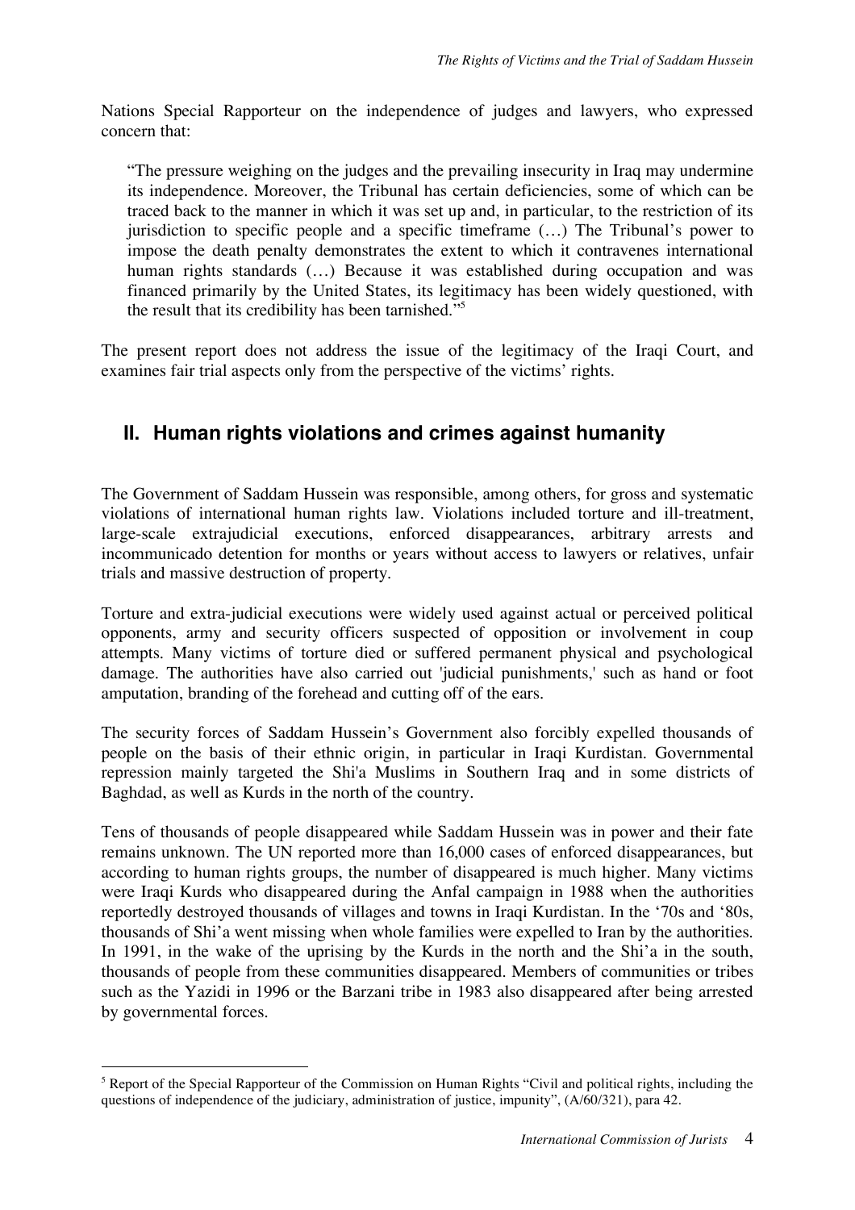Nations Special Rapporteur on the independence of judges and lawyers, who expressed concern that:

> "The pressure weighing on the judges and the prevailing insecurity in Iraq may undermine its independence. Moreover, the Tribunal has certain deficiencies, some of which can be traced back to the manner in which it was set up and, in particular, to the restriction of its jurisdiction to specific people and a specific timeframe (…) The Tribunal's power to impose the death penalty demonstrates the extent to which it contravenes international human rights standards (…) Because it was established during occupation and was financed primarily by the United States, its legitimacy has been widely questioned, with the result that its credibility has been tarnished."[5]

The present report does not address the issue of the legitimacy of the Iraqi Court, and examines fair trial aspects only from the perspective of the victims' rights.

## II. Human rights violations and crimes against humanity

The Government of Saddam Hussein was responsible, among others, for gross and systematic violations of international human rights law. Violations included torture and ill-treatment, large-scale extrajudicial executions, enforced disappearances, arbitrary arrests and incommunicado detention for months or years without access to lawyers or relatives, unfair trials and massive destruction of property.

Torture and extra-judicial executions were widely used against actual or perceived political opponents, army and security officers suspected of opposition or involvement in coup attempts. Many victims of torture died or suffered permanent physical and psychological damage. The authorities have also carried out 'judicial punishments,' such as hand or foot amputation, branding of the forehead and cutting off of the ears.

The security forces of Saddam Hussein's Government also forcibly expelled thousands of people on the basis of their ethnic origin, in particular in Iraqi Kurdistan. Governmental repression mainly targeted the Shi'a Muslims in Southern Iraq and in some districts of Baghdad, as well as Kurds in the north of the country.

Tens of thousands of people disappeared while Saddam Hussein was in power and their fate remains unknown. The UN reported more than 16,000 cases of enforced disappearances, but according to human rights groups, the number of disappeared is much higher. Many victims were Iraqi Kurds who disappeared during the Anfal campaign in 1988 when the authorities reportedly destroyed thousands of villages and towns in Iraqi Kurdistan. In the '70s and '80s, thousands of Shi'a went missing when whole families were expelled to Iran by the authorities. In 1991, in the wake of the uprising by the Kurds in the north and the Shi'a in the south, thousands of people from these communities disappeared. Members of communities or tribes such as the Yazidi in 1996 or the Barzani tribe in 1983 also disappeared after being arrested by governmental forces.

---

[5] Report of the Special Rapporteur of the Commission on Human Rights "Civil and political rights, including the questions of independence of the judiciary, administration of justice, impunity", (A/60/321), para 42.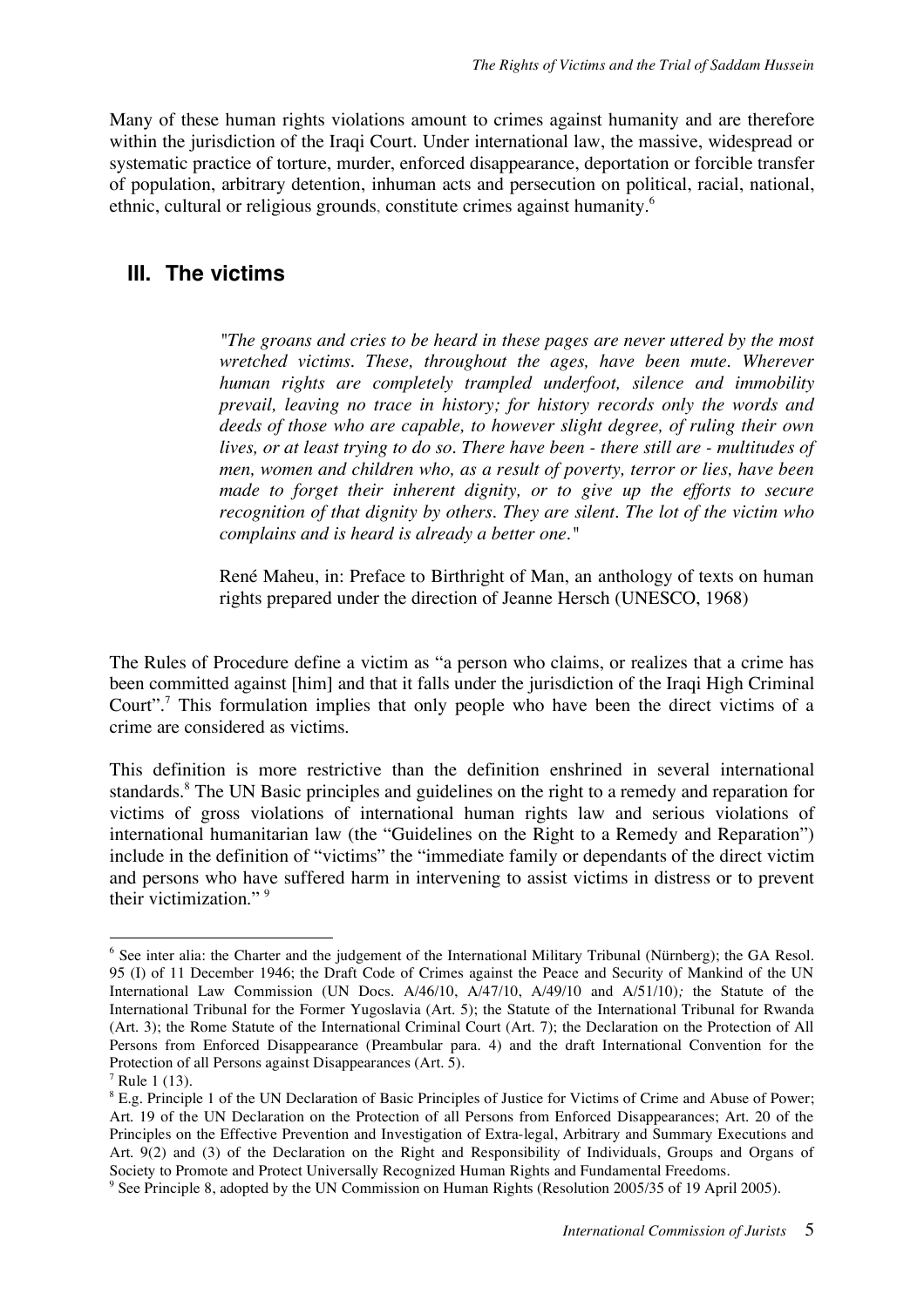Many of these human rights violations amount to crimes against humanity and are therefore within the jurisdiction of the Iraqi Court. Under international law, the massive, widespread or systematic practice of torture, murder, enforced disappearance, deportation or forcible transfer of population, arbitrary detention, inhuman acts and persecution on political, racial, national, ethnic, cultural or religious grounds, constitute crimes against humanity.[6]

## III. The victims

> *"The groans and cries to be heard in these pages are never uttered by the most wretched victims. These, throughout the ages, have been mute. Wherever human rights are completely trampled underfoot, silence and immobility prevail, leaving no trace in history; for history records only the words and deeds of those who are capable, to however slight degree, of ruling their own lives, or at least trying to do so. There have been - there still are - multitudes of men, women and children who, as a result of poverty, terror or lies, have been made to forget their inherent dignity, or to give up the efforts to secure recognition of that dignity by others. They are silent. The lot of the victim who complains and is heard is already a better one."*
>
> René Maheu, in: Preface to Birthright of Man, an anthology of texts on human rights prepared under the direction of Jeanne Hersch (UNESCO, 1968)

The Rules of Procedure define a victim as "a person who claims, or realizes that a crime has been committed against [him] and that it falls under the jurisdiction of the Iraqi High Criminal Court".[7] This formulation implies that only people who have been the direct victims of a crime are considered as victims.

This definition is more restrictive than the definition enshrined in several international standards.[8] The UN Basic principles and guidelines on the right to a remedy and reparation for victims of gross violations of international human rights law and serious violations of international humanitarian law (the "Guidelines on the Right to a Remedy and Reparation") include in the definition of "victims" the "immediate family or dependants of the direct victim and persons who have suffered harm in intervening to assist victims in distress or to prevent their victimization." [9]

---

[6] See inter alia: the Charter and the judgement of the International Military Tribunal (Nürnberg); the GA Resol. 95 (I) of 11 December 1946; the Draft Code of Crimes against the Peace and Security of Mankind of the UN International Law Commission (UN Docs. A/46/10, A/47/10, A/49/10 and A/51/10); the Statute of the International Tribunal for the Former Yugoslavia (Art. 5); the Statute of the International Tribunal for Rwanda (Art. 3); the Rome Statute of the International Criminal Court (Art. 7); the Declaration on the Protection of All Persons from Enforced Disappearance (Preambular para. 4) and the draft International Convention for the Protection of all Persons against Disappearances (Art. 5).

[7] Rule 1 (13).

[8] E.g. Principle 1 of the UN Declaration of Basic Principles of Justice for Victims of Crime and Abuse of Power; Art. 19 of the UN Declaration on the Protection of all Persons from Enforced Disappearances; Art. 20 of the Principles on the Effective Prevention and Investigation of Extra-legal, Arbitrary and Summary Executions and Art. 9(2) and (3) of the Declaration on the Right and Responsibility of Individuals, Groups and Organs of Society to Promote and Protect Universally Recognized Human Rights and Fundamental Freedoms.

[9] See Principle 8, adopted by the UN Commission on Human Rights (Resolution 2005/35 of 19 April 2005).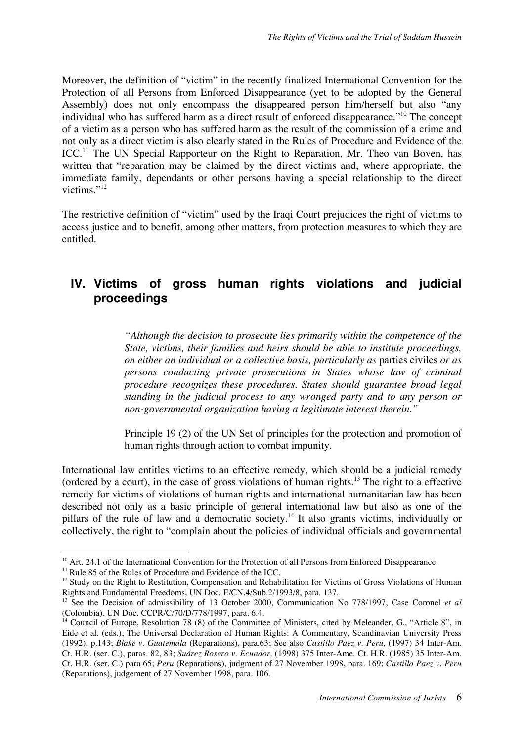Moreover, the definition of "victim" in the recently finalized International Convention for the Protection of all Persons from Enforced Disappearance (yet to be adopted by the General Assembly) does not only encompass the disappeared person him/herself but also "any individual who has suffered harm as a direct result of enforced disappearance."[10] The concept of a victim as a person who has suffered harm as the result of the commission of a crime and not only as a direct victim is also clearly stated in the Rules of Procedure and Evidence of the ICC.[11] The UN Special Rapporteur on the Right to Reparation, Mr. Theo van Boven, has written that "reparation may be claimed by the direct victims and, where appropriate, the immediate family, dependants or other persons having a special relationship to the direct victims."[12]

The restrictive definition of "victim" used by the Iraqi Court prejudices the right of victims to access justice and to benefit, among other matters, from protection measures to which they are entitled.

## IV. Victims of gross human rights violations and judicial proceedings

> *"Although the decision to prosecute lies primarily within the competence of the State, victims, their families and heirs should be able to institute proceedings, on either an individual or a collective basis, particularly as* parties civiles *or as persons conducting private prosecutions in States whose law of criminal procedure recognizes these procedures. States should guarantee broad legal standing in the judicial process to any wronged party and to any person or non-governmental organization having a legitimate interest therein."*
>
> Principle 19 (2) of the UN Set of principles for the protection and promotion of human rights through action to combat impunity.

International law entitles victims to an effective remedy, which should be a judicial remedy (ordered by a court), in the case of gross violations of human rights.[13] The right to a effective remedy for victims of violations of human rights and international humanitarian law has been described not only as a basic principle of general international law but also as one of the pillars of the rule of law and a democratic society.[14] It also grants victims, individually or collectively, the right to "complain about the policies of individual officials and governmental

---

[10] Art. 24.1 of the International Convention for the Protection of all Persons from Enforced Disappearance

[11] Rule 85 of the Rules of Procedure and Evidence of the ICC.

[12] Study on the Right to Restitution, Compensation and Rehabilitation for Victims of Gross Violations of Human Rights and Fundamental Freedoms, UN Doc. E/CN.4/Sub.2/1993/8, para. 137.

[13] See the Decision of admissibility of 13 October 2000, Communication No 778/1997, Case Coronel *et al* (Colombia), UN Doc. CCPR/C/70/D/778/1997, para. 6.4.

[14] Council of Europe, Resolution 78 (8) of the Committee of Ministers, cited by Meleander, G., "Article 8", in Eide et al. (eds.), The Universal Declaration of Human Rights: A Commentary, Scandinavian University Press (1992), p.143; *Blake v. Guatemala* (Reparations), para.63; See also *Castillo Paez v. Peru,* (1997) 34 Inter-Am. Ct. H.R. (ser. C.), paras. 82, 83; *Suárez Rosero v. Ecuador,* (1998) 375 Inter-Ame. Ct. H.R. (1985) 35 Inter-Am. Ct. H.R. (ser. C.) para 65; *Peru* (Reparations), judgment of 27 November 1998, para. 169; *Castillo Paez v. Peru* (Reparations), judgement of 27 November 1998, para. 106.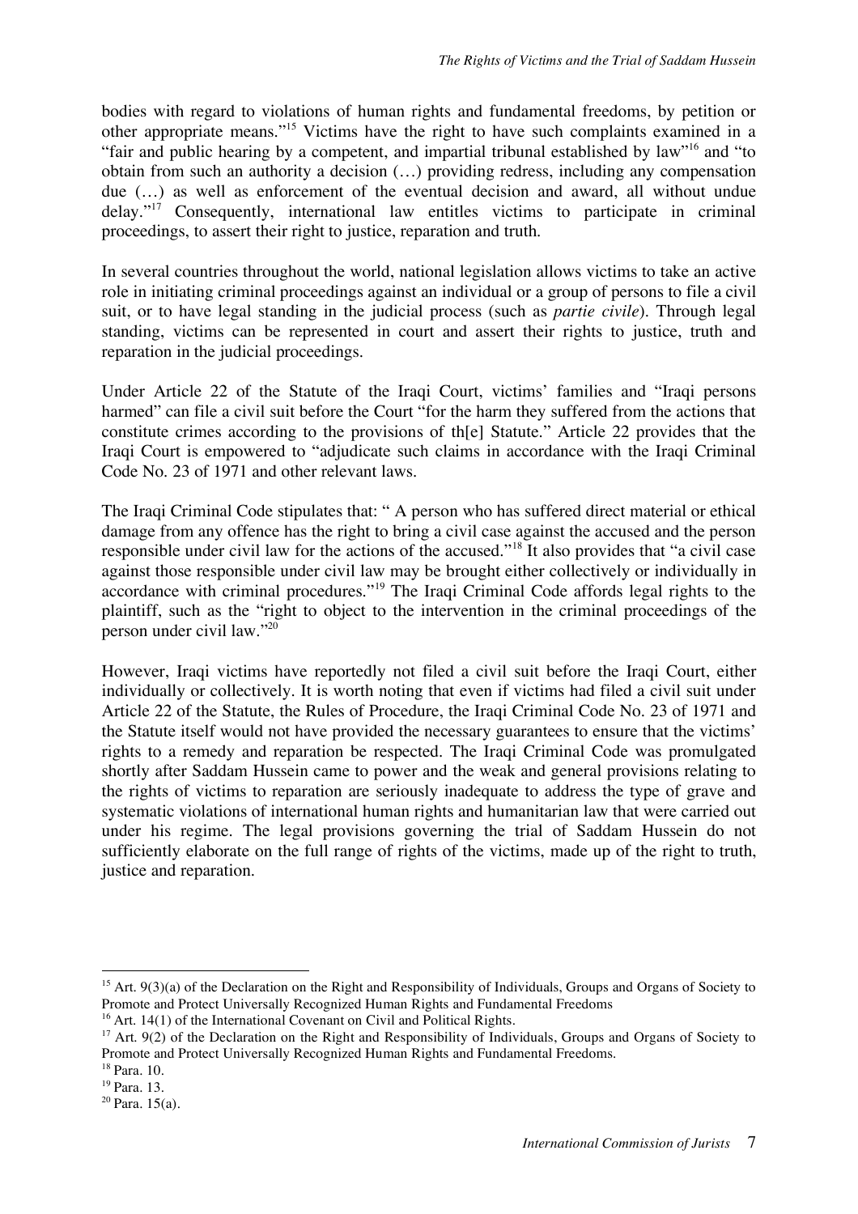bodies with regard to violations of human rights and fundamental freedoms, by petition or other appropriate means."[15] Victims have the right to have such complaints examined in a "fair and public hearing by a competent, and impartial tribunal established by law"[16] and "to obtain from such an authority a decision (…) providing redress, including any compensation due (…) as well as enforcement of the eventual decision and award, all without undue delay."[17] Consequently, international law entitles victims to participate in criminal proceedings, to assert their right to justice, reparation and truth.

In several countries throughout the world, national legislation allows victims to take an active role in initiating criminal proceedings against an individual or a group of persons to file a civil suit, or to have legal standing in the judicial process (such as *partie civile*). Through legal standing, victims can be represented in court and assert their rights to justice, truth and reparation in the judicial proceedings.

Under Article 22 of the Statute of the Iraqi Court, victims' families and "Iraqi persons harmed" can file a civil suit before the Court "for the harm they suffered from the actions that constitute crimes according to the provisions of th[e] Statute." Article 22 provides that the Iraqi Court is empowered to "adjudicate such claims in accordance with the Iraqi Criminal Code No. 23 of 1971 and other relevant laws.

The Iraqi Criminal Code stipulates that: " A person who has suffered direct material or ethical damage from any offence has the right to bring a civil case against the accused and the person responsible under civil law for the actions of the accused."[18] It also provides that "a civil case against those responsible under civil law may be brought either collectively or individually in accordance with criminal procedures."[19] The Iraqi Criminal Code affords legal rights to the plaintiff, such as the "right to object to the intervention in the criminal proceedings of the person under civil law."[20]

However, Iraqi victims have reportedly not filed a civil suit before the Iraqi Court, either individually or collectively. It is worth noting that even if victims had filed a civil suit under Article 22 of the Statute, the Rules of Procedure, the Iraqi Criminal Code No. 23 of 1971 and the Statute itself would not have provided the necessary guarantees to ensure that the victims' rights to a remedy and reparation be respected. The Iraqi Criminal Code was promulgated shortly after Saddam Hussein came to power and the weak and general provisions relating to the rights of victims to reparation are seriously inadequate to address the type of grave and systematic violations of international human rights and humanitarian law that were carried out under his regime. The legal provisions governing the trial of Saddam Hussein do not sufficiently elaborate on the full range of rights of the victims, made up of the right to truth, justice and reparation.

---

[15] Art. 9(3)(a) of the Declaration on the Right and Responsibility of Individuals, Groups and Organs of Society to Promote and Protect Universally Recognized Human Rights and Fundamental Freedoms

[16] Art. 14(1) of the International Covenant on Civil and Political Rights.

[17] Art. 9(2) of the Declaration on the Right and Responsibility of Individuals, Groups and Organs of Society to Promote and Protect Universally Recognized Human Rights and Fundamental Freedoms.

[18] Para. 10.

[19] Para. 13.

[20] Para. 15(a).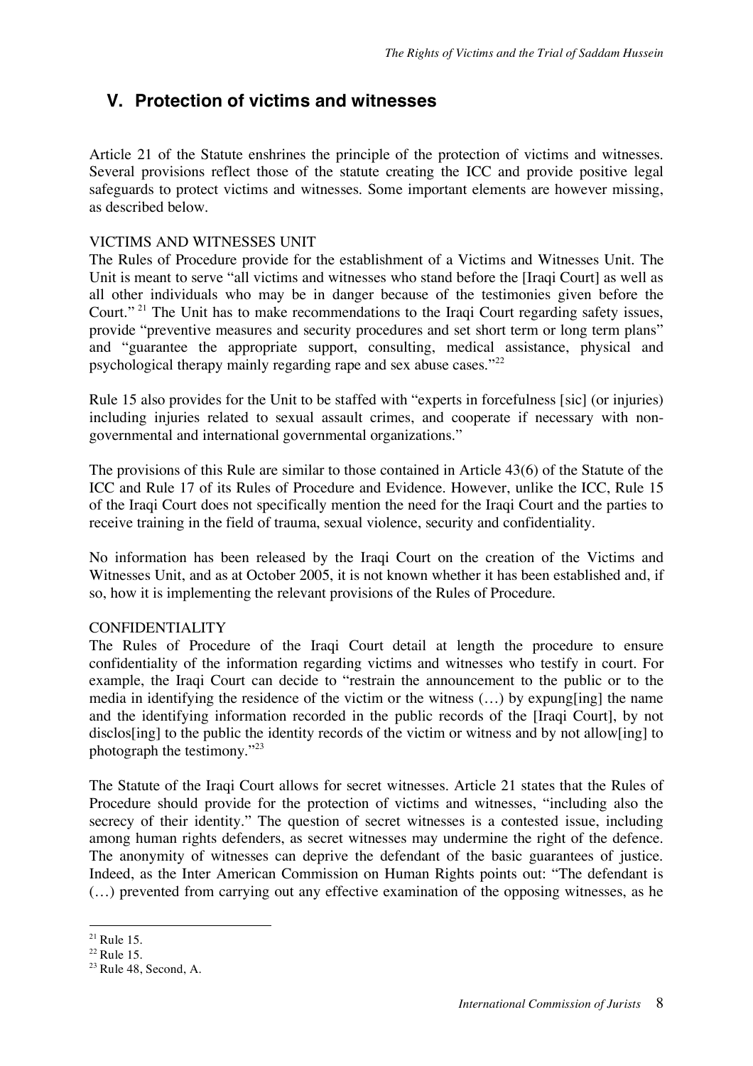## V. Protection of victims and witnesses

Article 21 of the Statute enshrines the principle of the protection of victims and witnesses. Several provisions reflect those of the statute creating the ICC and provide positive legal safeguards to protect victims and witnesses. Some important elements are however missing, as described below.

VICTIMS AND WITNESSES UNIT

The Rules of Procedure provide for the establishment of a Victims and Witnesses Unit. The Unit is meant to serve "all victims and witnesses who stand before the [Iraqi Court] as well as all other individuals who may be in danger because of the testimonies given before the Court." [21] The Unit has to make recommendations to the Iraqi Court regarding safety issues, provide "preventive measures and security procedures and set short term or long term plans" and "guarantee the appropriate support, consulting, medical assistance, physical and psychological therapy mainly regarding rape and sex abuse cases."[22]

Rule 15 also provides for the Unit to be staffed with "experts in forcefulness [sic] (or injuries) including injuries related to sexual assault crimes, and cooperate if necessary with non-governmental and international governmental organizations."

The provisions of this Rule are similar to those contained in Article 43(6) of the Statute of the ICC and Rule 17 of its Rules of Procedure and Evidence. However, unlike the ICC, Rule 15 of the Iraqi Court does not specifically mention the need for the Iraqi Court and the parties to receive training in the field of trauma, sexual violence, security and confidentiality.

No information has been released by the Iraqi Court on the creation of the Victims and Witnesses Unit, and as at October 2005, it is not known whether it has been established and, if so, how it is implementing the relevant provisions of the Rules of Procedure.

CONFIDENTIALITY

The Rules of Procedure of the Iraqi Court detail at length the procedure to ensure confidentiality of the information regarding victims and witnesses who testify in court. For example, the Iraqi Court can decide to "restrain the announcement to the public or to the media in identifying the residence of the victim or the witness (…) by expung[ing] the name and the identifying information recorded in the public records of the [Iraqi Court], by not disclos[ing] to the public the identity records of the victim or witness and by not allow[ing] to photograph the testimony."[23]

The Statute of the Iraqi Court allows for secret witnesses. Article 21 states that the Rules of Procedure should provide for the protection of victims and witnesses, "including also the secrecy of their identity." The question of secret witnesses is a contested issue, including among human rights defenders, as secret witnesses may undermine the right of the defence. The anonymity of witnesses can deprive the defendant of the basic guarantees of justice. Indeed, as the Inter American Commission on Human Rights points out: "The defendant is (…) prevented from carrying out any effective examination of the opposing witnesses, as he

[21] Rule 15.

[22] Rule 15.

[23] Rule 48, Second, A.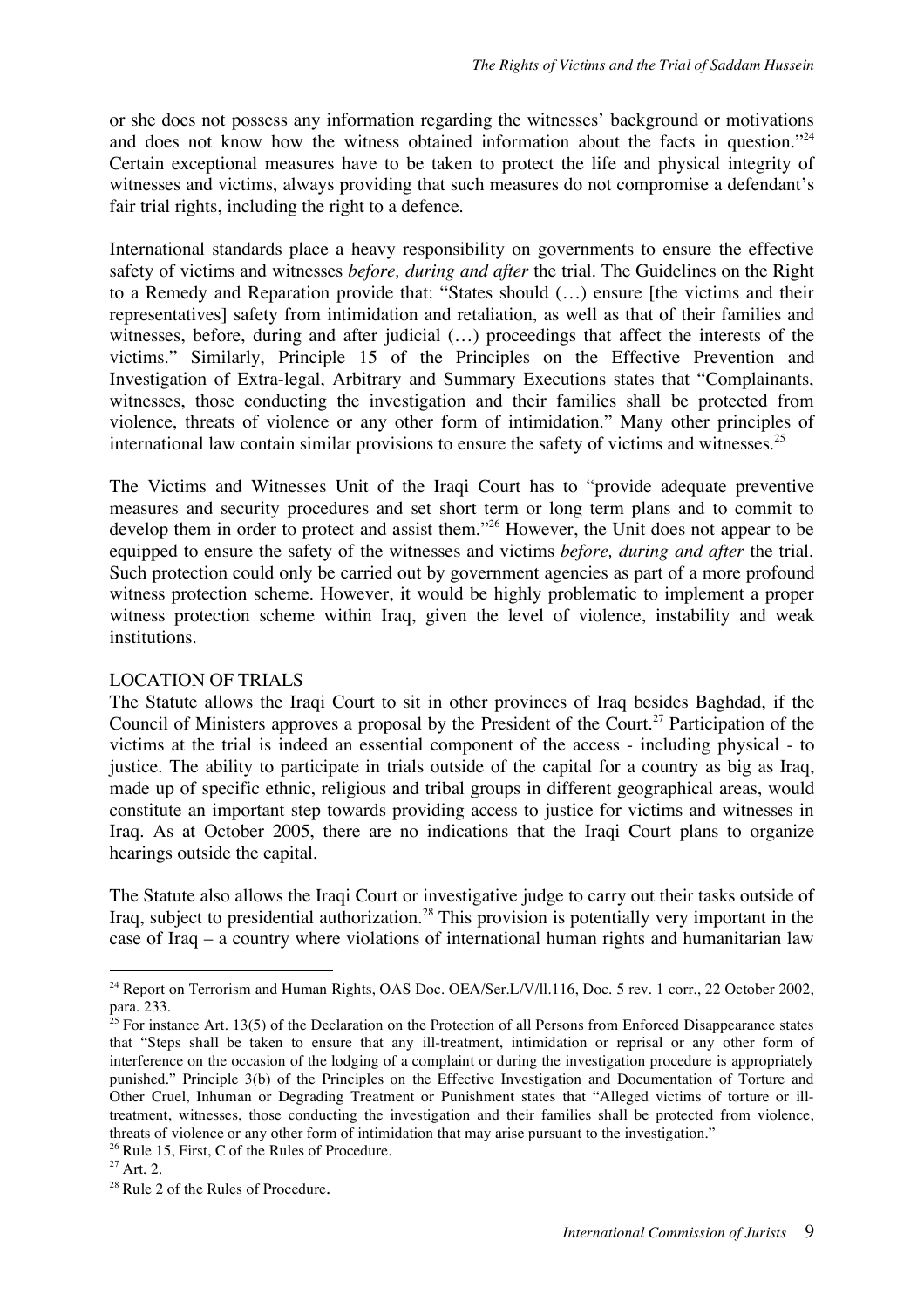or she does not possess any information regarding the witnesses' background or motivations and does not know how the witness obtained information about the facts in question."[24] Certain exceptional measures have to be taken to protect the life and physical integrity of witnesses and victims, always providing that such measures do not compromise a defendant's fair trial rights, including the right to a defence.

International standards place a heavy responsibility on governments to ensure the effective safety of victims and witnesses *before, during and after* the trial. The Guidelines on the Right to a Remedy and Reparation provide that: "States should (…) ensure [the victims and their representatives] safety from intimidation and retaliation, as well as that of their families and witnesses, before, during and after judicial (…) proceedings that affect the interests of the victims." Similarly, Principle 15 of the Principles on the Effective Prevention and Investigation of Extra-legal, Arbitrary and Summary Executions states that "Complainants, witnesses, those conducting the investigation and their families shall be protected from violence, threats of violence or any other form of intimidation." Many other principles of international law contain similar provisions to ensure the safety of victims and witnesses.[25]

The Victims and Witnesses Unit of the Iraqi Court has to "provide adequate preventive measures and security procedures and set short term or long term plans and to commit to develop them in order to protect and assist them."[26] However, the Unit does not appear to be equipped to ensure the safety of the witnesses and victims *before, during and after* the trial. Such protection could only be carried out by government agencies as part of a more profound witness protection scheme. However, it would be highly problematic to implement a proper witness protection scheme within Iraq, given the level of violence, instability and weak institutions.

## LOCATION OF TRIALS

The Statute allows the Iraqi Court to sit in other provinces of Iraq besides Baghdad, if the Council of Ministers approves a proposal by the President of the Court.[27] Participation of the victims at the trial is indeed an essential component of the access - including physical - to justice. The ability to participate in trials outside of the capital for a country as big as Iraq, made up of specific ethnic, religious and tribal groups in different geographical areas, would constitute an important step towards providing access to justice for victims and witnesses in Iraq. As at October 2005, there are no indications that the Iraqi Court plans to organize hearings outside the capital.

The Statute also allows the Iraqi Court or investigative judge to carry out their tasks outside of Iraq, subject to presidential authorization.[28] This provision is potentially very important in the case of Iraq – a country where violations of international human rights and humanitarian law

---

[24] Report on Terrorism and Human Rights, OAS Doc. OEA/Ser.L/V/ll.116, Doc. 5 rev. 1 corr., 22 October 2002, para. 233.

[25] For instance Art. 13(5) of the Declaration on the Protection of all Persons from Enforced Disappearance states that "Steps shall be taken to ensure that any ill-treatment, intimidation or reprisal or any other form of interference on the occasion of the lodging of a complaint or during the investigation procedure is appropriately punished." Principle 3(b) of the Principles on the Effective Investigation and Documentation of Torture and Other Cruel, Inhuman or Degrading Treatment or Punishment states that "Alleged victims of torture or ill-treatment, witnesses, those conducting the investigation and their families shall be protected from violence, threats of violence or any other form of intimidation that may arise pursuant to the investigation."

[26] Rule 15, First, C of the Rules of Procedure.

[27] Art. 2.

[28] Rule 2 of the Rules of Procedure.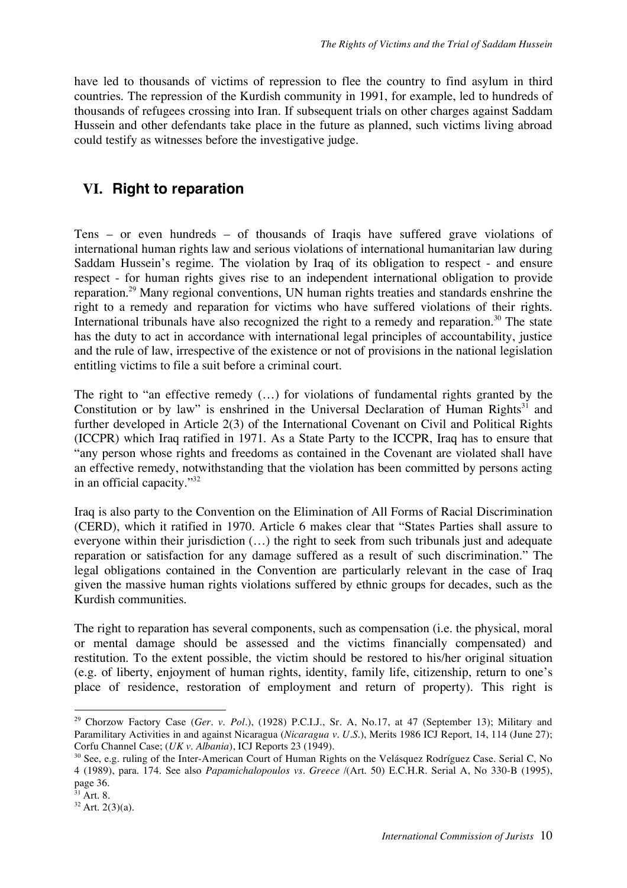have led to thousands of victims of repression to flee the country to find asylum in third countries. The repression of the Kurdish community in 1991, for example, led to hundreds of thousands of refugees crossing into Iran. If subsequent trials on other charges against Saddam Hussein and other defendants take place in the future as planned, such victims living abroad could testify as witnesses before the investigative judge.

## VI. Right to reparation

Tens – or even hundreds – of thousands of Iraqis have suffered grave violations of international human rights law and serious violations of international humanitarian law during Saddam Hussein's regime. The violation by Iraq of its obligation to respect - and ensure respect - for human rights gives rise to an independent international obligation to provide reparation.[29] Many regional conventions, UN human rights treaties and standards enshrine the right to a remedy and reparation for victims who have suffered violations of their rights. International tribunals have also recognized the right to a remedy and reparation.[30] The state has the duty to act in accordance with international legal principles of accountability, justice and the rule of law, irrespective of the existence or not of provisions in the national legislation entitling victims to file a suit before a criminal court.

The right to "an effective remedy (…) for violations of fundamental rights granted by the Constitution or by law" is enshrined in the Universal Declaration of Human Rights[31] and further developed in Article 2(3) of the International Covenant on Civil and Political Rights (ICCPR) which Iraq ratified in 1971. As a State Party to the ICCPR, Iraq has to ensure that "any person whose rights and freedoms as contained in the Covenant are violated shall have an effective remedy, notwithstanding that the violation has been committed by persons acting in an official capacity."[32]

Iraq is also party to the Convention on the Elimination of All Forms of Racial Discrimination (CERD), which it ratified in 1970. Article 6 makes clear that "States Parties shall assure to everyone within their jurisdiction (…) the right to seek from such tribunals just and adequate reparation or satisfaction for any damage suffered as a result of such discrimination." The legal obligations contained in the Convention are particularly relevant in the case of Iraq given the massive human rights violations suffered by ethnic groups for decades, such as the Kurdish communities.

The right to reparation has several components, such as compensation (i.e. the physical, moral or mental damage should be assessed and the victims financially compensated) and restitution. To the extent possible, the victim should be restored to his/her original situation (e.g. of liberty, enjoyment of human rights, identity, family life, citizenship, return to one's place of residence, restoration of employment and return of property). This right is

---

[29] Chorzow Factory Case (*Ger. v. Pol.*), (1928) P.C.I.J., Sr. A, No.17, at 47 (September 13); Military and Paramilitary Activities in and against Nicaragua (*Nicaragua v. U.S.*), Merits 1986 ICJ Report, 14, 114 (June 27); Corfu Channel Case; (*UK v. Albania*), ICJ Reports 23 (1949).

[30] See, e.g. ruling of the Inter-American Court of Human Rights on the Velásquez Rodríguez Case. Serial C, No 4 (1989), para. 174. See also *Papamichalopoulos vs. Greece* /(Art. 50) E.C.H.R. Serial A, No 330-B (1995), page 36.

[31] Art. 8.

[32] Art. 2(3)(a).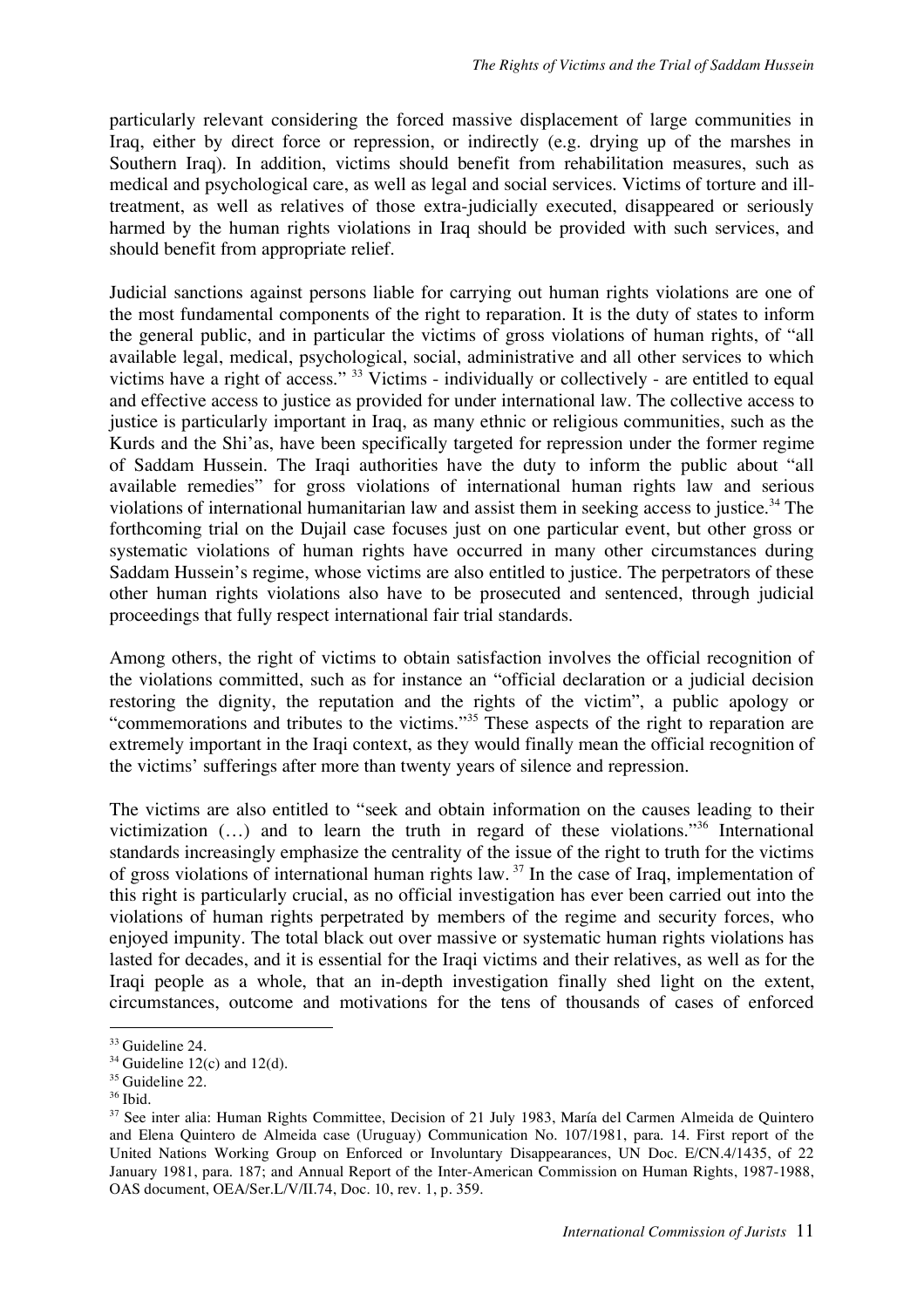particularly relevant considering the forced massive displacement of large communities in Iraq, either by direct force or repression, or indirectly (e.g. drying up of the marshes in Southern Iraq). In addition, victims should benefit from rehabilitation measures, such as medical and psychological care, as well as legal and social services. Victims of torture and ill-treatment, as well as relatives of those extra-judicially executed, disappeared or seriously harmed by the human rights violations in Iraq should be provided with such services, and should benefit from appropriate relief.

Judicial sanctions against persons liable for carrying out human rights violations are one of the most fundamental components of the right to reparation. It is the duty of states to inform the general public, and in particular the victims of gross violations of human rights, of "all available legal, medical, psychological, social, administrative and all other services to which victims have a right of access." [33] Victims - individually or collectively - are entitled to equal and effective access to justice as provided for under international law. The collective access to justice is particularly important in Iraq, as many ethnic or religious communities, such as the Kurds and the Shi'as, have been specifically targeted for repression under the former regime of Saddam Hussein. The Iraqi authorities have the duty to inform the public about "all available remedies" for gross violations of international human rights law and serious violations of international humanitarian law and assist them in seeking access to justice.[34] The forthcoming trial on the Dujail case focuses just on one particular event, but other gross or systematic violations of human rights have occurred in many other circumstances during Saddam Hussein's regime, whose victims are also entitled to justice. The perpetrators of these other human rights violations also have to be prosecuted and sentenced, through judicial proceedings that fully respect international fair trial standards.

Among others, the right of victims to obtain satisfaction involves the official recognition of the violations committed, such as for instance an "official declaration or a judicial decision restoring the dignity, the reputation and the rights of the victim", a public apology or "commemorations and tributes to the victims."[35] These aspects of the right to reparation are extremely important in the Iraqi context, as they would finally mean the official recognition of the victims' sufferings after more than twenty years of silence and repression.

The victims are also entitled to "seek and obtain information on the causes leading to their victimization (…) and to learn the truth in regard of these violations."[36] International standards increasingly emphasize the centrality of the issue of the right to truth for the victims of gross violations of international human rights law. [37] In the case of Iraq, implementation of this right is particularly crucial, as no official investigation has ever been carried out into the violations of human rights perpetrated by members of the regime and security forces, who enjoyed impunity. The total black out over massive or systematic human rights violations has lasted for decades, and it is essential for the Iraqi victims and their relatives, as well as for the Iraqi people as a whole, that an in-depth investigation finally shed light on the extent, circumstances, outcome and motivations for the tens of thousands of cases of enforced

---

[33] Guideline 24.

[34] Guideline 12(c) and 12(d).

[35] Guideline 22.

[36] Ibid.

[37] See inter alia: Human Rights Committee, Decision of 21 July 1983, María del Carmen Almeida de Quintero and Elena Quintero de Almeida case (Uruguay) Communication No. 107/1981, para. 14. First report of the United Nations Working Group on Enforced or Involuntary Disappearances, UN Doc. E/CN.4/1435, of 22 January 1981, para. 187; and Annual Report of the Inter-American Commission on Human Rights, 1987-1988, OAS document, OEA/Ser.L/V/II.74, Doc. 10, rev. 1, p. 359.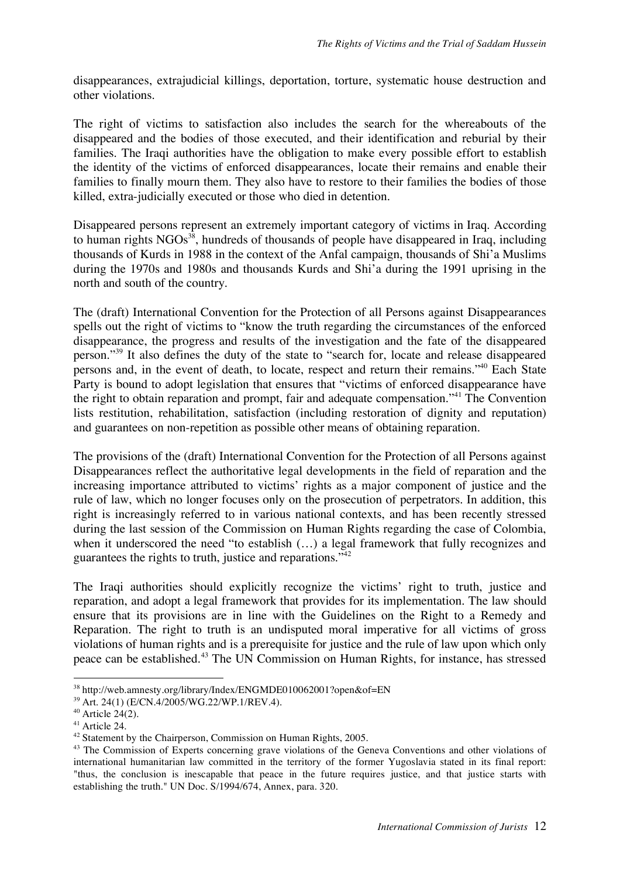disappearances, extrajudicial killings, deportation, torture, systematic house destruction and other violations.

The right of victims to satisfaction also includes the search for the whereabouts of the disappeared and the bodies of those executed, and their identification and reburial by their families. The Iraqi authorities have the obligation to make every possible effort to establish the identity of the victims of enforced disappearances, locate their remains and enable their families to finally mourn them. They also have to restore to their families the bodies of those killed, extra-judicially executed or those who died in detention.

Disappeared persons represent an extremely important category of victims in Iraq. According to human rights NGOs[38], hundreds of thousands of people have disappeared in Iraq, including thousands of Kurds in 1988 in the context of the Anfal campaign, thousands of Shi'a Muslims during the 1970s and 1980s and thousands Kurds and Shi'a during the 1991 uprising in the north and south of the country.

The (draft) International Convention for the Protection of all Persons against Disappearances spells out the right of victims to "know the truth regarding the circumstances of the enforced disappearance, the progress and results of the investigation and the fate of the disappeared person."[39] It also defines the duty of the state to "search for, locate and release disappeared persons and, in the event of death, to locate, respect and return their remains."[40] Each State Party is bound to adopt legislation that ensures that "victims of enforced disappearance have the right to obtain reparation and prompt, fair and adequate compensation."[41] The Convention lists restitution, rehabilitation, satisfaction (including restoration of dignity and reputation) and guarantees on non-repetition as possible other means of obtaining reparation.

The provisions of the (draft) International Convention for the Protection of all Persons against Disappearances reflect the authoritative legal developments in the field of reparation and the increasing importance attributed to victims' rights as a major component of justice and the rule of law, which no longer focuses only on the prosecution of perpetrators. In addition, this right is increasingly referred to in various national contexts, and has been recently stressed during the last session of the Commission on Human Rights regarding the case of Colombia, when it underscored the need "to establish (…) a legal framework that fully recognizes and guarantees the rights to truth, justice and reparations."[42]

The Iraqi authorities should explicitly recognize the victims' right to truth, justice and reparation, and adopt a legal framework that provides for its implementation. The law should ensure that its provisions are in line with the Guidelines on the Right to a Remedy and Reparation. The right to truth is an undisputed moral imperative for all victims of gross violations of human rights and is a prerequisite for justice and the rule of law upon which only peace can be established.[43] The UN Commission on Human Rights, for instance, has stressed

---

[38] http://web.amnesty.org/library/Index/ENGMDE010062001?open&of=EN

[39] Art. 24(1) (E/CN.4/2005/WG.22/WP.1/REV.4).

[40] Article 24(2).

[41] Article 24.

[42] Statement by the Chairperson, Commission on Human Rights, 2005.

[43] The Commission of Experts concerning grave violations of the Geneva Conventions and other violations of international humanitarian law committed in the territory of the former Yugoslavia stated in its final report: "thus, the conclusion is inescapable that peace in the future requires justice, and that justice starts with establishing the truth." UN Doc. S/1994/674, Annex, para. 320.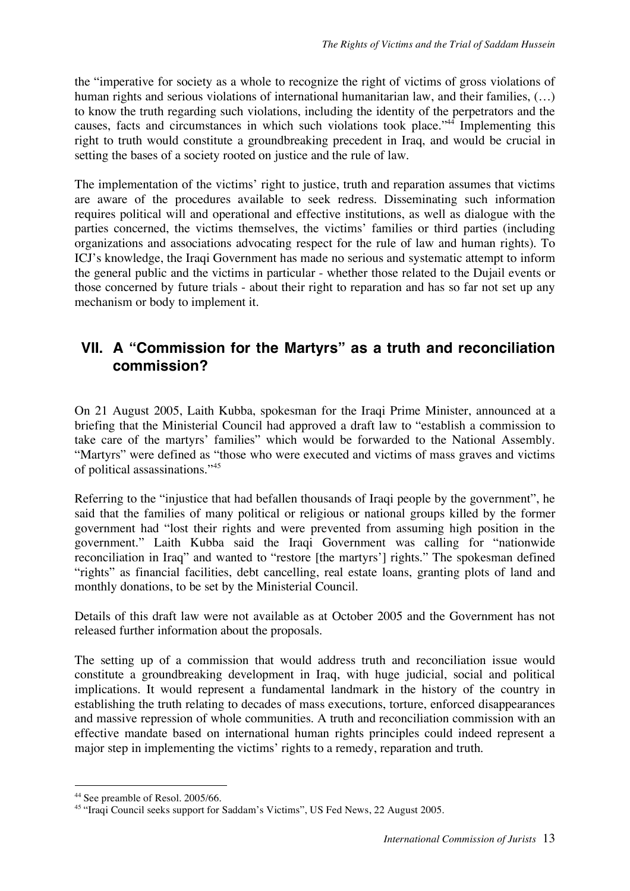the "imperative for society as a whole to recognize the right of victims of gross violations of human rights and serious violations of international humanitarian law, and their families, (…) to know the truth regarding such violations, including the identity of the perpetrators and the causes, facts and circumstances in which such violations took place."[44] Implementing this right to truth would constitute a groundbreaking precedent in Iraq, and would be crucial in setting the bases of a society rooted on justice and the rule of law.

The implementation of the victims' right to justice, truth and reparation assumes that victims are aware of the procedures available to seek redress. Disseminating such information requires political will and operational and effective institutions, as well as dialogue with the parties concerned, the victims themselves, the victims' families or third parties (including organizations and associations advocating respect for the rule of law and human rights). To ICJ's knowledge, the Iraqi Government has made no serious and systematic attempt to inform the general public and the victims in particular - whether those related to the Dujail events or those concerned by future trials - about their right to reparation and has so far not set up any mechanism or body to implement it.

## VII. A "Commission for the Martyrs" as a truth and reconciliation commission?

On 21 August 2005, Laith Kubba, spokesman for the Iraqi Prime Minister, announced at a briefing that the Ministerial Council had approved a draft law to "establish a commission to take care of the martyrs' families" which would be forwarded to the National Assembly. "Martyrs" were defined as "those who were executed and victims of mass graves and victims of political assassinations."[45]

Referring to the "injustice that had befallen thousands of Iraqi people by the government", he said that the families of many political or religious or national groups killed by the former government had "lost their rights and were prevented from assuming high position in the government." Laith Kubba said the Iraqi Government was calling for "nationwide reconciliation in Iraq" and wanted to "restore [the martyrs'] rights." The spokesman defined "rights" as financial facilities, debt cancelling, real estate loans, granting plots of land and monthly donations, to be set by the Ministerial Council.

Details of this draft law were not available as at October 2005 and the Government has not released further information about the proposals.

The setting up of a commission that would address truth and reconciliation issue would constitute a groundbreaking development in Iraq, with huge judicial, social and political implications. It would represent a fundamental landmark in the history of the country in establishing the truth relating to decades of mass executions, torture, enforced disappearances and massive repression of whole communities. A truth and reconciliation commission with an effective mandate based on international human rights principles could indeed represent a major step in implementing the victims' rights to a remedy, reparation and truth.

---

[44] See preamble of Resol. 2005/66.

[45] "Iraqi Council seeks support for Saddam's Victims", US Fed News, 22 August 2005.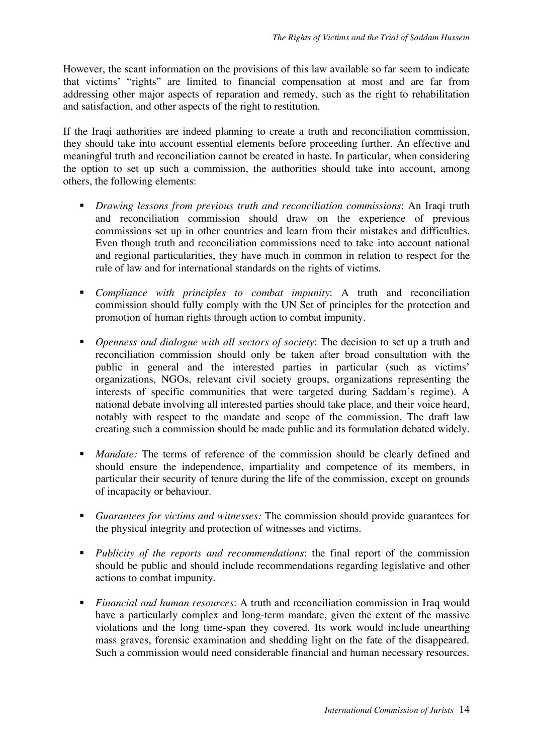However, the scant information on the provisions of this law available so far seem to indicate that victims' "rights" are limited to financial compensation at most and are far from addressing other major aspects of reparation and remedy, such as the right to rehabilitation and satisfaction, and other aspects of the right to restitution.

If the Iraqi authorities are indeed planning to create a truth and reconciliation commission, they should take into account essential elements before proceeding further. An effective and meaningful truth and reconciliation cannot be created in haste. In particular, when considering the option to set up such a commission, the authorities should take into account, among others, the following elements:

- *Drawing lessons from previous truth and reconciliation commissions*: An Iraqi truth and reconciliation commission should draw on the experience of previous commissions set up in other countries and learn from their mistakes and difficulties. Even though truth and reconciliation commissions need to take into account national and regional particularities, they have much in common in relation to respect for the rule of law and for international standards on the rights of victims.

- *Compliance with principles to combat impunity*: A truth and reconciliation commission should fully comply with the UN Set of principles for the protection and promotion of human rights through action to combat impunity.

- *Openness and dialogue with all sectors of society*: The decision to set up a truth and reconciliation commission should only be taken after broad consultation with the public in general and the interested parties in particular (such as victims' organizations, NGOs, relevant civil society groups, organizations representing the interests of specific communities that were targeted during Saddam's regime). A national debate involving all interested parties should take place, and their voice heard, notably with respect to the mandate and scope of the commission. The draft law creating such a commission should be made public and its formulation debated widely.

- *Mandate:* The terms of reference of the commission should be clearly defined and should ensure the independence, impartiality and competence of its members, in particular their security of tenure during the life of the commission, except on grounds of incapacity or behaviour.

- *Guarantees for victims and witnesses:* The commission should provide guarantees for the physical integrity and protection of witnesses and victims.

- *Publicity of the reports and recommendations*: the final report of the commission should be public and should include recommendations regarding legislative and other actions to combat impunity.

- *Financial and human resources*: A truth and reconciliation commission in Iraq would have a particularly complex and long-term mandate, given the extent of the massive violations and the long time-span they covered. Its work would include unearthing mass graves, forensic examination and shedding light on the fate of the disappeared. Such a commission would need considerable financial and human necessary resources.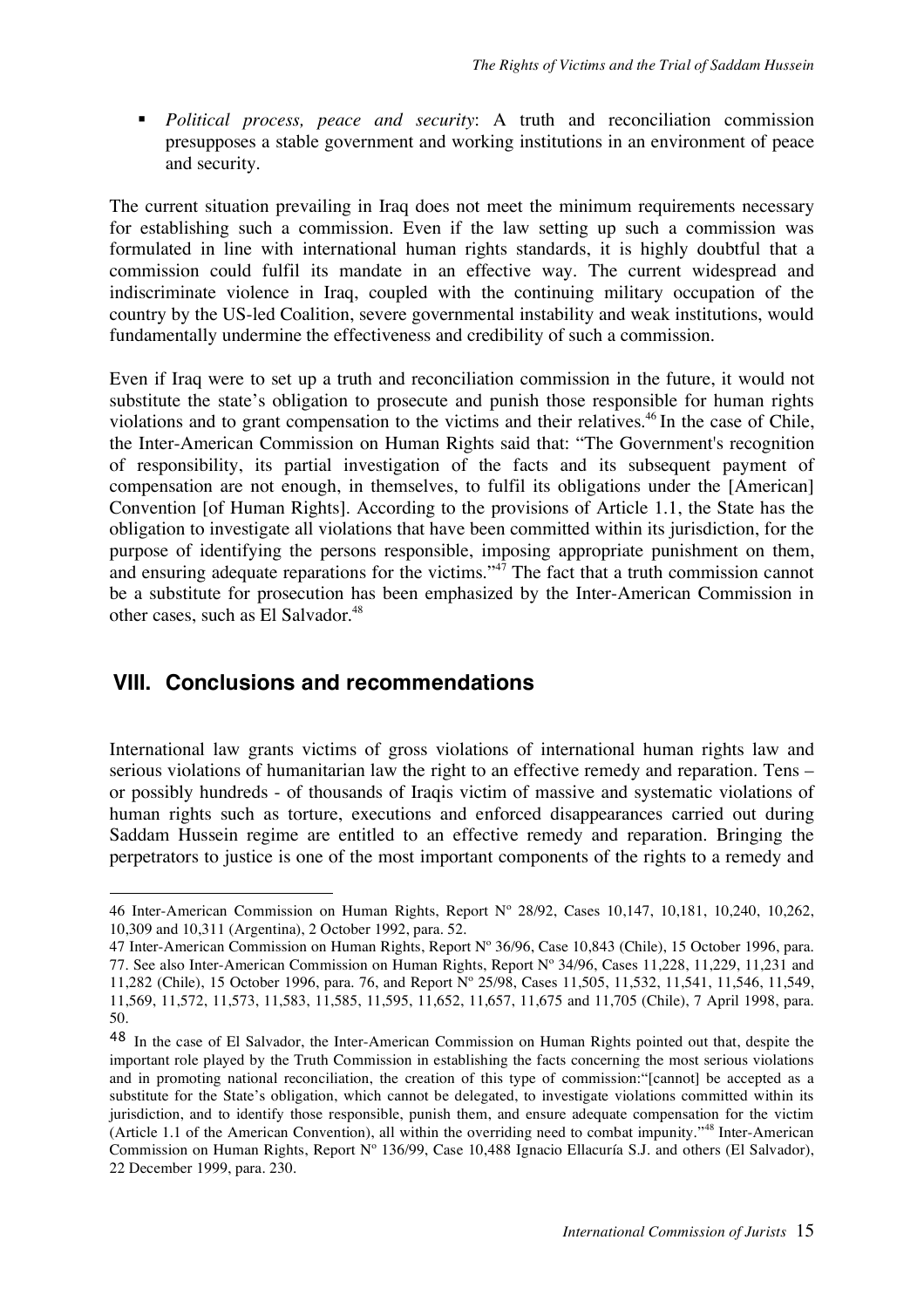- *Political process, peace and security*: A truth and reconciliation commission presupposes a stable government and working institutions in an environment of peace and security.

The current situation prevailing in Iraq does not meet the minimum requirements necessary for establishing such a commission. Even if the law setting up such a commission was formulated in line with international human rights standards, it is highly doubtful that a commission could fulfil its mandate in an effective way. The current widespread and indiscriminate violence in Iraq, coupled with the continuing military occupation of the country by the US-led Coalition, severe governmental instability and weak institutions, would fundamentally undermine the effectiveness and credibility of such a commission.

Even if Iraq were to set up a truth and reconciliation commission in the future, it would not substitute the state's obligation to prosecute and punish those responsible for human rights violations and to grant compensation to the victims and their relatives.[46] In the case of Chile, the Inter-American Commission on Human Rights said that: "The Government's recognition of responsibility, its partial investigation of the facts and its subsequent payment of compensation are not enough, in themselves, to fulfil its obligations under the [American] Convention [of Human Rights]. According to the provisions of Article 1.1, the State has the obligation to investigate all violations that have been committed within its jurisdiction, for the purpose of identifying the persons responsible, imposing appropriate punishment on them, and ensuring adequate reparations for the victims."[47] The fact that a truth commission cannot be a substitute for prosecution has been emphasized by the Inter-American Commission in other cases, such as El Salvador.[48]

## VIII. Conclusions and recommendations

International law grants victims of gross violations of international human rights law and serious violations of humanitarian law the right to an effective remedy and reparation. Tens – or possibly hundreds - of thousands of Iraqis victim of massive and systematic violations of human rights such as torture, executions and enforced disappearances carried out during Saddam Hussein regime are entitled to an effective remedy and reparation. Bringing the perpetrators to justice is one of the most important components of the rights to a remedy and

---

46 Inter-American Commission on Human Rights, Report Nº 28/92, Cases 10,147, 10,181, 10,240, 10,262, 10,309 and 10,311 (Argentina), 2 October 1992, para. 52.

47 Inter-American Commission on Human Rights, Report Nº 36/96, Case 10,843 (Chile), 15 October 1996, para. 77. See also Inter-American Commission on Human Rights, Report Nº 34/96, Cases 11,228, 11,229, 11,231 and 11,282 (Chile), 15 October 1996, para. 76, and Report Nº 25/98, Cases 11,505, 11,532, 11,541, 11,546, 11,549, 11,569, 11,572, 11,573, 11,583, 11,585, 11,595, 11,652, 11,657, 11,675 and 11,705 (Chile), 7 April 1998, para. 50.

48 In the case of El Salvador, the Inter-American Commission on Human Rights pointed out that, despite the important role played by the Truth Commission in establishing the facts concerning the most serious violations and in promoting national reconciliation, the creation of this type of commission:"[cannot] be accepted as a substitute for the State's obligation, which cannot be delegated, to investigate violations committed within its jurisdiction, and to identify those responsible, punish them, and ensure adequate compensation for the victim (Article 1.1 of the American Convention), all within the overriding need to combat impunity."[48] Inter-American Commission on Human Rights, Report Nº 136/99, Case 10,488 Ignacio Ellacuría S.J. and others (El Salvador), 22 December 1999, para. 230.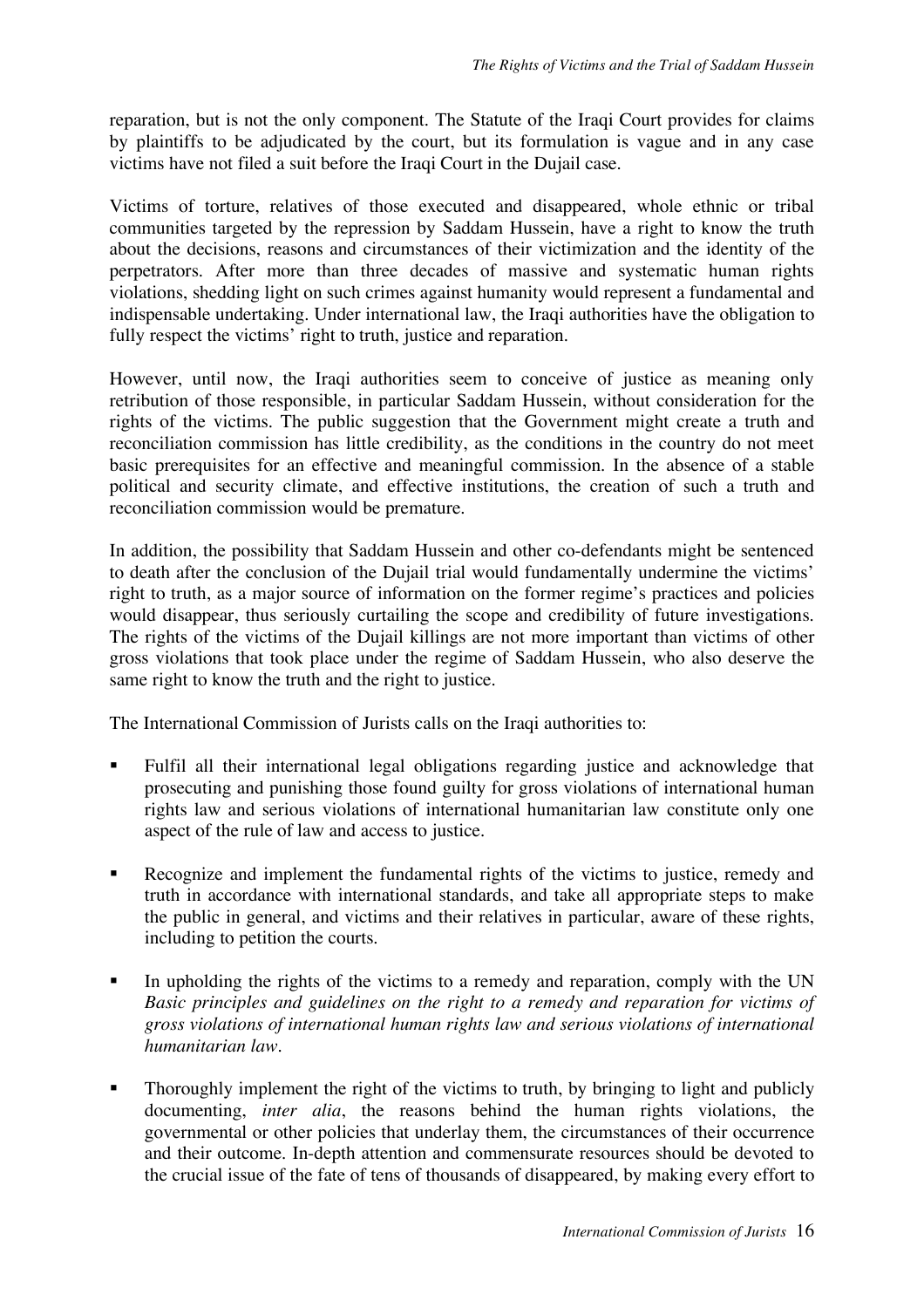reparation, but is not the only component. The Statute of the Iraqi Court provides for claims by plaintiffs to be adjudicated by the court, but its formulation is vague and in any case victims have not filed a suit before the Iraqi Court in the Dujail case.

Victims of torture, relatives of those executed and disappeared, whole ethnic or tribal communities targeted by the repression by Saddam Hussein, have a right to know the truth about the decisions, reasons and circumstances of their victimization and the identity of the perpetrators. After more than three decades of massive and systematic human rights violations, shedding light on such crimes against humanity would represent a fundamental and indispensable undertaking. Under international law, the Iraqi authorities have the obligation to fully respect the victims' right to truth, justice and reparation.

However, until now, the Iraqi authorities seem to conceive of justice as meaning only retribution of those responsible, in particular Saddam Hussein, without consideration for the rights of the victims. The public suggestion that the Government might create a truth and reconciliation commission has little credibility, as the conditions in the country do not meet basic prerequisites for an effective and meaningful commission. In the absence of a stable political and security climate, and effective institutions, the creation of such a truth and reconciliation commission would be premature.

In addition, the possibility that Saddam Hussein and other co-defendants might be sentenced to death after the conclusion of the Dujail trial would fundamentally undermine the victims' right to truth, as a major source of information on the former regime's practices and policies would disappear, thus seriously curtailing the scope and credibility of future investigations. The rights of the victims of the Dujail killings are not more important than victims of other gross violations that took place under the regime of Saddam Hussein, who also deserve the same right to know the truth and the right to justice.

The International Commission of Jurists calls on the Iraqi authorities to:

- Fulfil all their international legal obligations regarding justice and acknowledge that prosecuting and punishing those found guilty for gross violations of international human rights law and serious violations of international humanitarian law constitute only one aspect of the rule of law and access to justice.

- Recognize and implement the fundamental rights of the victims to justice, remedy and truth in accordance with international standards, and take all appropriate steps to make the public in general, and victims and their relatives in particular, aware of these rights, including to petition the courts.

- In upholding the rights of the victims to a remedy and reparation, comply with the UN *Basic principles and guidelines on the right to a remedy and reparation for victims of gross violations of international human rights law and serious violations of international humanitarian law*.

- Thoroughly implement the right of the victims to truth, by bringing to light and publicly documenting, *inter alia*, the reasons behind the human rights violations, the governmental or other policies that underlay them, the circumstances of their occurrence and their outcome. In-depth attention and commensurate resources should be devoted to the crucial issue of the fate of tens of thousands of disappeared, by making every effort to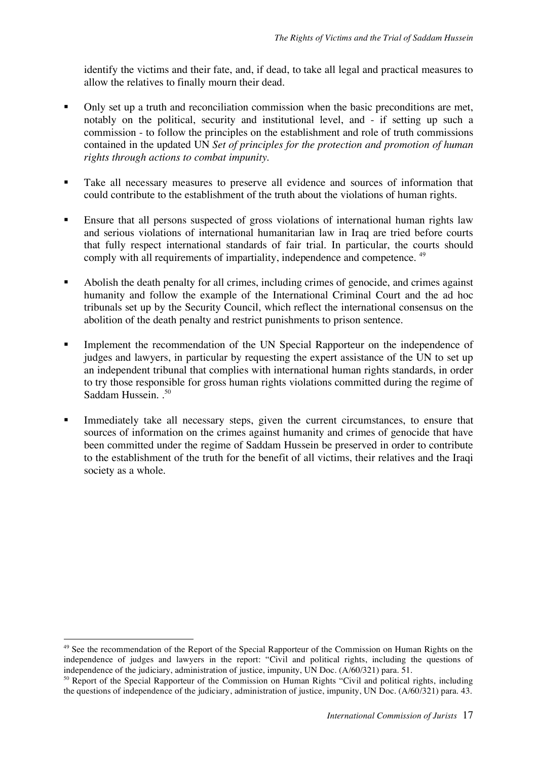identify the victims and their fate, and, if dead, to take all legal and practical measures to allow the relatives to finally mourn their dead.

- Only set up a truth and reconciliation commission when the basic preconditions are met, notably on the political, security and institutional level, and - if setting up such a commission - to follow the principles on the establishment and role of truth commissions contained in the updated UN *Set of principles for the protection and promotion of human rights through actions to combat impunity.*

- Take all necessary measures to preserve all evidence and sources of information that could contribute to the establishment of the truth about the violations of human rights.

- Ensure that all persons suspected of gross violations of international human rights law and serious violations of international humanitarian law in Iraq are tried before courts that fully respect international standards of fair trial. In particular, the courts should comply with all requirements of impartiality, independence and competence. [49]

- Abolish the death penalty for all crimes, including crimes of genocide, and crimes against humanity and follow the example of the International Criminal Court and the ad hoc tribunals set up by the Security Council, which reflect the international consensus on the abolition of the death penalty and restrict punishments to prison sentence.

- Implement the recommendation of the UN Special Rapporteur on the independence of judges and lawyers, in particular by requesting the expert assistance of the UN to set up an independent tribunal that complies with international human rights standards, in order to try those responsible for gross human rights violations committed during the regime of Saddam Hussein. .[50]

- Immediately take all necessary steps, given the current circumstances, to ensure that sources of information on the crimes against humanity and crimes of genocide that have been committed under the regime of Saddam Hussein be preserved in order to contribute to the establishment of the truth for the benefit of all victims, their relatives and the Iraqi society as a whole.

---

[49] See the recommendation of the Report of the Special Rapporteur of the Commission on Human Rights on the independence of judges and lawyers in the report: "Civil and political rights, including the questions of independence of the judiciary, administration of justice, impunity, UN Doc. (A/60/321) para. 51.

[50] Report of the Special Rapporteur of the Commission on Human Rights "Civil and political rights, including the questions of independence of the judiciary, administration of justice, impunity, UN Doc. (A/60/321) para. 43.